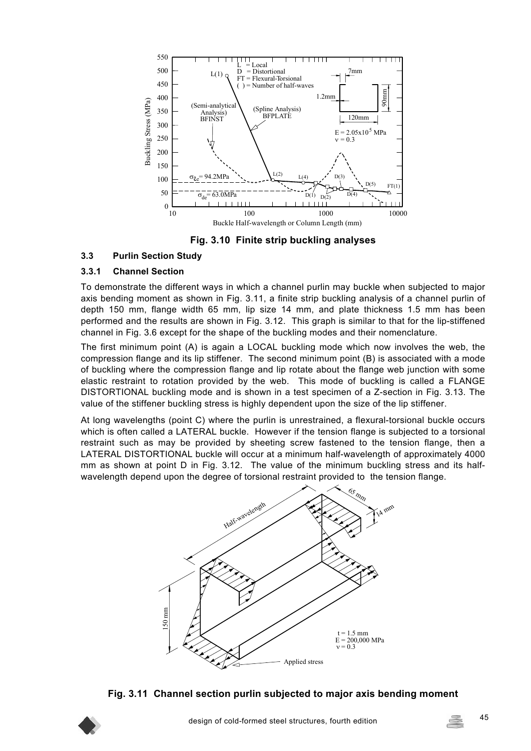**Fig. 3.10 Finite strip buckling analyses**

### 3.3 Purlin Section Study

#### 3.3.1 Channel Section

To demonstrate the different ways in which a channel purlin may buckle when subjected to major axis bending moment as shown in Fig. 3.11, a finite strip buckling analysis of a channel purlin of depth 150 mm, flange width 65 mm, lip size 14 mm, and plate thickness 1.5 mm has been performed and the results are shown in Fig. 3.12. This graph is similar to that for the lip-stiffened channel in Fig. 3.6 except for the shape of the buckling modes and their nomenclature.

The first minimum point (A) is again a LOCAL buckling mode which now involves the web, the compression flange and its lip stiffener. The second minimum point (B) is associated with a mode of buckling where the compression flange and lip rotate about the flange web junction with some elastic restraint to rotation provided by the web. This mode of buckling is called a FLANGE DISTORTIONAL buckling mode and is shown in a test specimen of a Z-section in Fig. 3.13. The value of the stiffener buckling stress is highly dependent upon the size of the lip stiffener.

At long wavelengths (point C) where the purlin is unrestrained, a flexural-torsional buckle occurs which is often called a LATERAL buckle. However if the tension flange is subjected to a torsional restraint such as may be provided by sheeting screw fastened to the tension flange, then a LATERAL DISTORTIONAL buckle will occur at a minimum half-wavelength of approximately 4000 mm as shown at point D in Fig. 3.12. The value of the minimum buckling stress and its half-wavelength depend upon the degree of torsional restraint provided to the tension flange.

**Fig. 3.11 Channel section purlin subjected to major axis bending moment**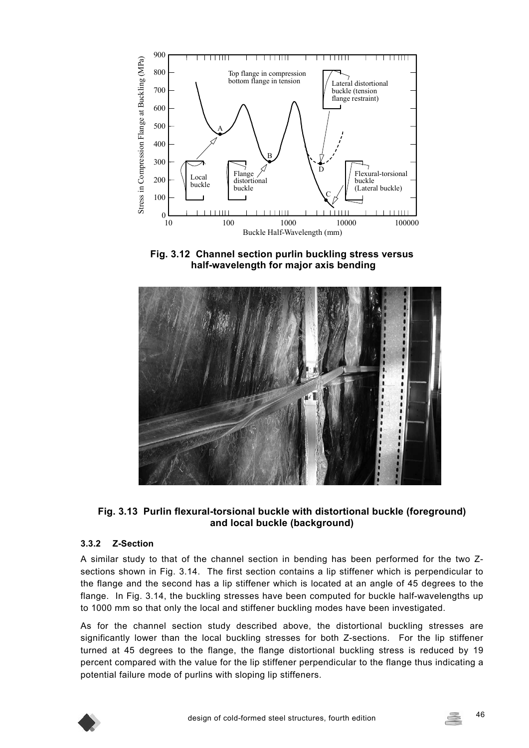**Fig. 3.12 Channel section purlin buckling stress versus half-wavelength for major axis bending**

**Fig. 3.13 Purlin flexural-torsional buckle with distortional buckle (foreground) and local buckle (background)**

### 3.3.2 Z-Section

A similar study to that of the channel section in bending has been performed for the two Z-sections shown in Fig. 3.14. The first section contains a lip stiffener which is perpendicular to the flange and the second has a lip stiffener which is located at an angle of 45 degrees to the flange. In Fig. 3.14, the buckling stresses have been computed for buckle half-wavelengths up to 1000 mm so that only the local and stiffener buckling modes have been investigated.

As for the channel section study described above, the distortional buckling stresses are significantly lower than the local buckling stresses for both Z-sections. For the lip stiffener turned at 45 degrees to the flange, the flange distortional buckling stress is reduced by 19 percent compared with the value for the lip stiffener perpendicular to the flange thus indicating a potential failure mode of purlins with sloping lip stiffeners.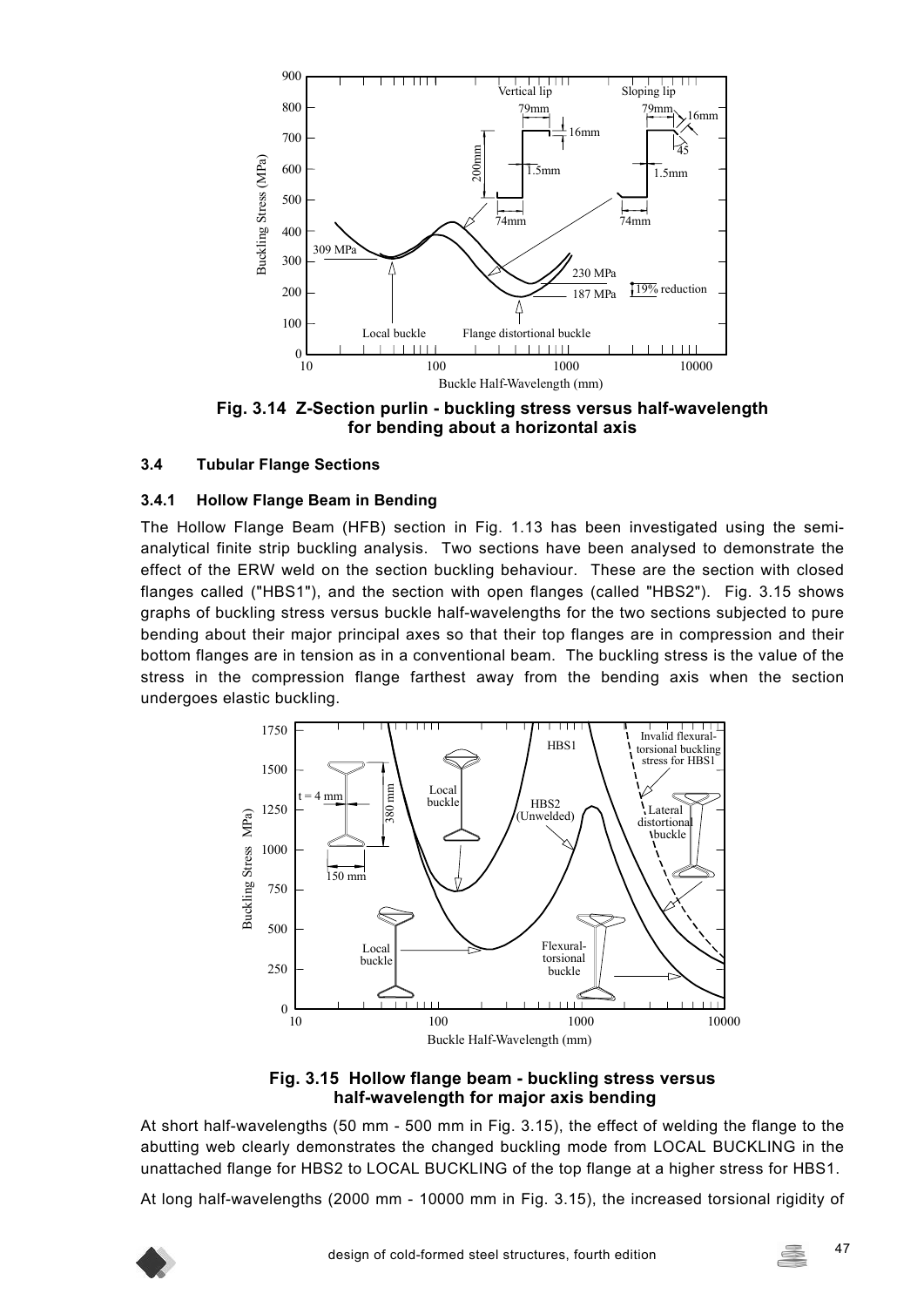**Fig. 3.14 Z-Section purlin - buckling stress versus half-wavelength for bending about a horizontal axis**

### 3.4 Tubular Flange Sections

#### 3.4.1 Hollow Flange Beam in Bending

The Hollow Flange Beam (HFB) section in Fig. 1.13 has been investigated using the semi-analytical finite strip buckling analysis. Two sections have been analysed to demonstrate the effect of the ERW weld on the section buckling behaviour. These are the section with closed flanges called ("HBS1"), and the section with open flanges (called "HBS2"). Fig. 3.15 shows graphs of buckling stress versus buckle half-wavelengths for the two sections subjected to pure bending about their major principal axes so that their top flanges are in compression and their bottom flanges are in tension as in a conventional beam. The buckling stress is the value of the stress in the compression flange farthest away from the bending axis when the section undergoes elastic buckling.

**Fig. 3.15 Hollow flange beam - buckling stress versus half-wavelength for major axis bending**

At short half-wavelengths (50 mm - 500 mm in Fig. 3.15), the effect of welding the flange to the abutting web clearly demonstrates the changed buckling mode from LOCAL BUCKLING in the unattached flange for HBS2 to LOCAL BUCKLING of the top flange at a higher stress for HBS1.

At long half-wavelengths (2000 mm - 10000 mm in Fig. 3.15), the increased torsional rigidity of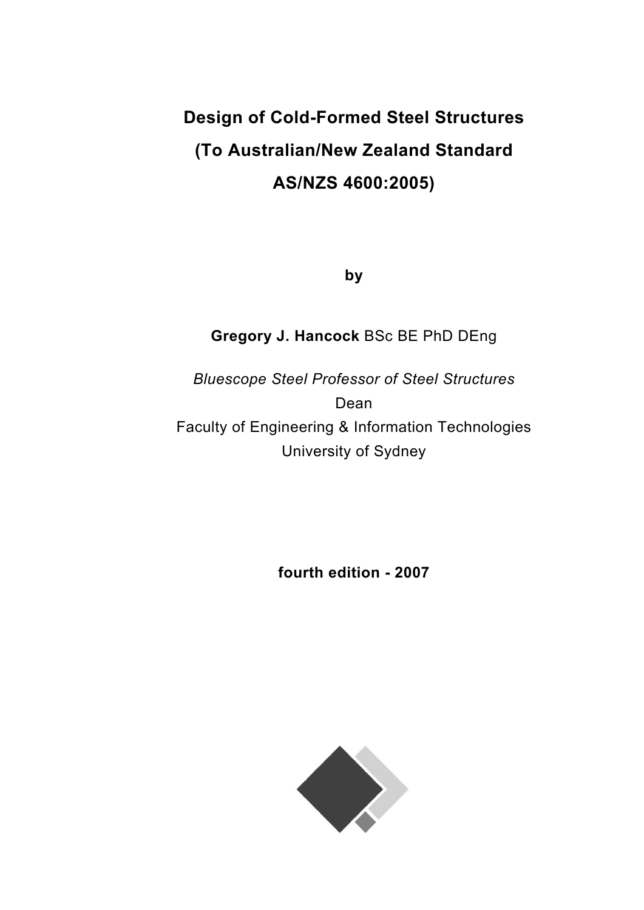# Design of Cold-Formed Steel Structures

# (To Australian/New Zealand Standard

# AS/NZS 4600:2005)

**by**

**Gregory J. Hancock** BSc BE PhD DEng

*Bluescope Steel Professor of Steel Structures*

Dean

Faculty of Engineering & Information Technologies

University of Sydney

**fourth edition - 2007**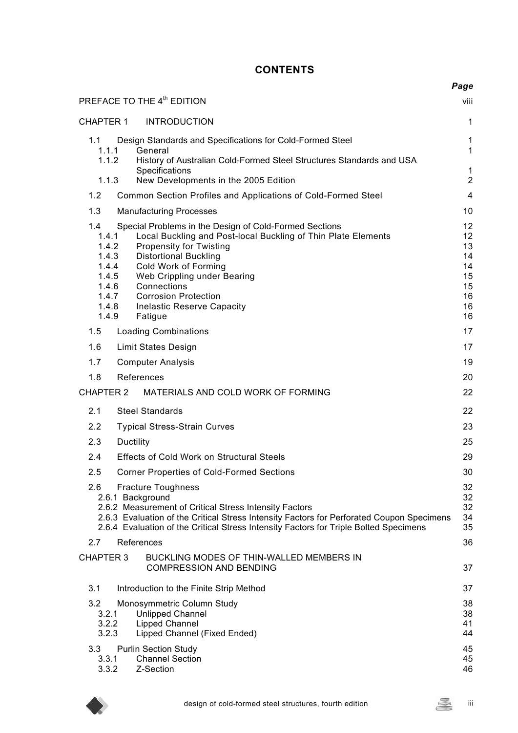# CONTENTS

| | Page |
|---|---|
| PREFACE TO THE 4th EDITION | viii |
| **CHAPTER 1 INTRODUCTION** | 1 |
| 1.1 Design Standards and Specifications for Cold-Formed Steel | 1 |
| 1.1.1 General | 1 |
| 1.1.2 History of Australian Cold-Formed Steel Structures Standards and USA Specifications | 1 |
| 1.1.3 New Developments in the 2005 Edition | 2 |
| 1.2 Common Section Profiles and Applications of Cold-Formed Steel | 4 |
| 1.3 Manufacturing Processes | 10 |
| 1.4 Special Problems in the Design of Cold-Formed Sections | 12 |
| 1.4.1 Local Buckling and Post-local Buckling of Thin Plate Elements | 12 |
| 1.4.2 Propensity for Twisting | 13 |
| 1.4.3 Distortional Buckling | 14 |
| 1.4.4 Cold Work of Forming | 14 |
| 1.4.5 Web Crippling under Bearing | 15 |
| 1.4.6 Connections | 15 |
| 1.4.7 Corrosion Protection | 16 |
| 1.4.8 Inelastic Reserve Capacity | 16 |
| 1.4.9 Fatigue | 16 |
| 1.5 Loading Combinations | 17 |
| 1.6 Limit States Design | 17 |
| 1.7 Computer Analysis | 19 |
| 1.8 References | 20 |
| **CHAPTER 2 MATERIALS AND COLD WORK OF FORMING** | 22 |
| 2.1 Steel Standards | 22 |
| 2.2 Typical Stress-Strain Curves | 23 |
| 2.3 Ductility | 25 |
| 2.4 Effects of Cold Work on Structural Steels | 29 |
| 2.5 Corner Properties of Cold-Formed Sections | 30 |
| 2.6 Fracture Toughness | 32 |
| 2.6.1 Background | 32 |
| 2.6.2 Measurement of Critical Stress Intensity Factors | 32 |
| 2.6.3 Evaluation of the Critical Stress Intensity Factors for Perforated Coupon Specimens | 34 |
| 2.6.4 Evaluation of the Critical Stress Intensity Factors for Triple Bolted Specimens | 35 |
| 2.7 References | 36 |
| **CHAPTER 3 BUCKLING MODES OF THIN-WALLED MEMBERS IN COMPRESSION AND BENDING** | 37 |
| 3.1 Introduction to the Finite Strip Method | 37 |
| 3.2 Monosymmetric Column Study | 38 |
| 3.2.1 Unlipped Channel | 38 |
| 3.2.2 Lipped Channel | 41 |
| 3.2.3 Lipped Channel (Fixed Ended) | 44 |
| 3.3 Purlin Section Study | 45 |
| 3.3.1 Channel Section | 45 |
| 3.3.2 Z-Section | 46 |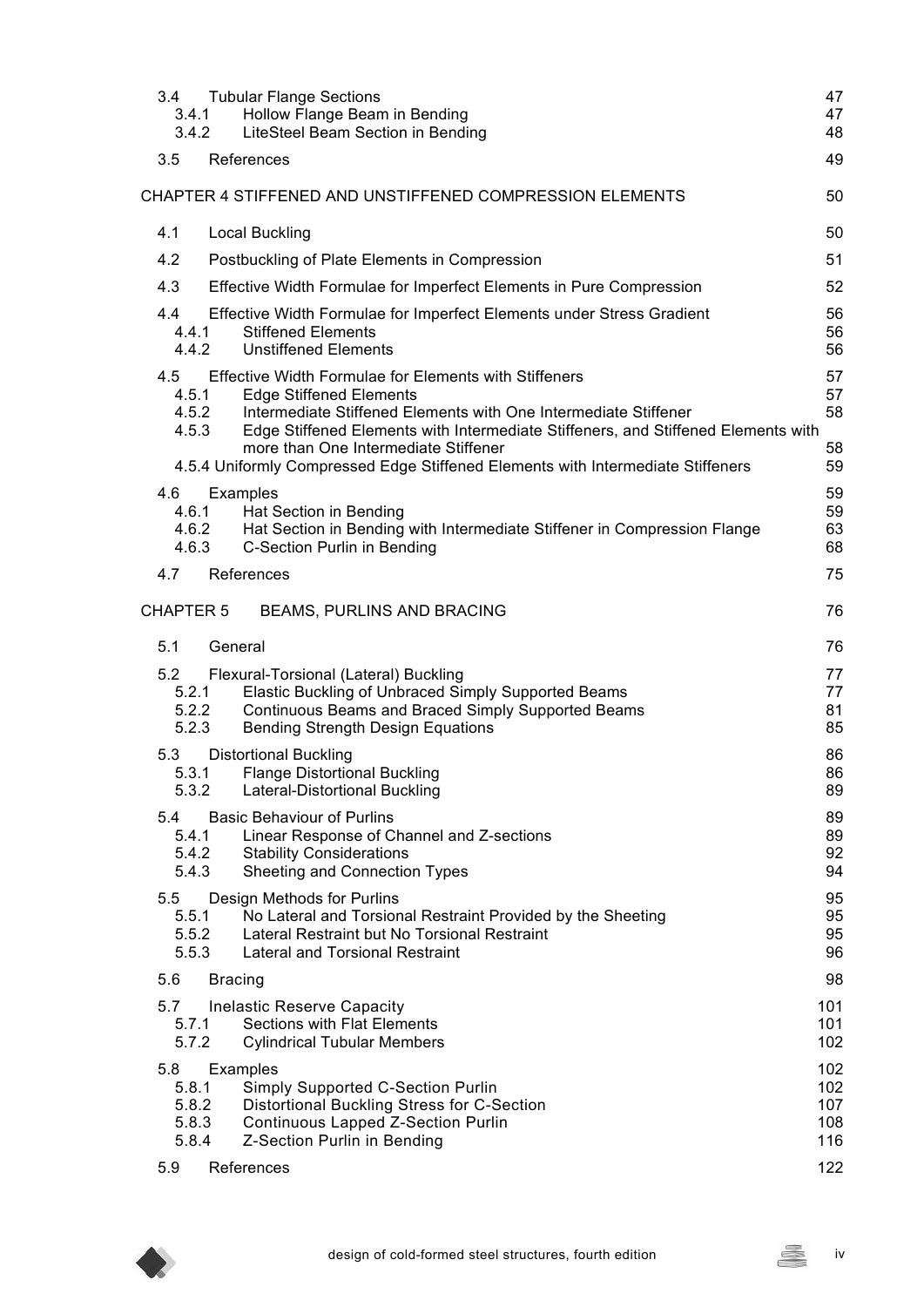| | | |
|---|---|---|
| 3.4 | Tubular Flange Sections | 47 |
| 3.4.1 | Hollow Flange Beam in Bending | 47 |
| 3.4.2 | LiteSteel Beam Section in Bending | 48 |
| 3.5 | References | 49 |
| **CHAPTER 4** | **STIFFENED AND UNSTIFFENED COMPRESSION ELEMENTS** | **50** |
| 4.1 | Local Buckling | 50 |
| 4.2 | Postbuckling of Plate Elements in Compression | 51 |
| 4.3 | Effective Width Formulae for Imperfect Elements in Pure Compression | 52 |
| 4.4 | Effective Width Formulae for Imperfect Elements under Stress Gradient | 56 |
| 4.4.1 | Stiffened Elements | 56 |
| 4.4.2 | Unstiffened Elements | 56 |
| 4.5 | Effective Width Formulae for Elements with Stiffeners | 57 |
| 4.5.1 | Edge Stiffened Elements | 57 |
| 4.5.2 | Intermediate Stiffened Elements with One Intermediate Stiffener | 58 |
| 4.5.3 | Edge Stiffened Elements with Intermediate Stiffeners, and Stiffened Elements with more than One Intermediate Stiffener | 58 |
| 4.5.4 | Uniformly Compressed Edge Stiffened Elements with Intermediate Stiffeners | 59 |
| 4.6 | Examples | 59 |
| 4.6.1 | Hat Section in Bending | 59 |
| 4.6.2 | Hat Section in Bending with Intermediate Stiffener in Compression Flange | 63 |
| 4.6.3 | C-Section Purlin in Bending | 68 |
| 4.7 | References | 75 |
| **CHAPTER 5** | **BEAMS, PURLINS AND BRACING** | **76** |
| 5.1 | General | 76 |
| 5.2 | Flexural-Torsional (Lateral) Buckling | 77 |
| 5.2.1 | Elastic Buckling of Unbraced Simply Supported Beams | 77 |
| 5.2.2 | Continuous Beams and Braced Simply Supported Beams | 81 |
| 5.2.3 | Bending Strength Design Equations | 85 |
| 5.3 | Distortional Buckling | 86 |
| 5.3.1 | Flange Distortional Buckling | 86 |
| 5.3.2 | Lateral-Distortional Buckling | 89 |
| 5.4 | Basic Behaviour of Purlins | 89 |
| 5.4.1 | Linear Response of Channel and Z-sections | 89 |
| 5.4.2 | Stability Considerations | 92 |
| 5.4.3 | Sheeting and Connection Types | 94 |
| 5.5 | Design Methods for Purlins | 95 |
| 5.5.1 | No Lateral and Torsional Restraint Provided by the Sheeting | 95 |
| 5.5.2 | Lateral Restraint but No Torsional Restraint | 95 |
| 5.5.3 | Lateral and Torsional Restraint | 96 |
| 5.6 | Bracing | 98 |
| 5.7 | Inelastic Reserve Capacity | 101 |
| 5.7.1 | Sections with Flat Elements | 101 |
| 5.7.2 | Cylindrical Tubular Members | 102 |
| 5.8 | Examples | 102 |
| 5.8.1 | Simply Supported C-Section Purlin | 102 |
| 5.8.2 | Distortional Buckling Stress for C-Section | 107 |
| 5.8.3 | Continuous Lapped Z-Section Purlin | 108 |
| 5.8.4 | Z-Section Purlin in Bending | 116 |
| 5.9 | References | 122 |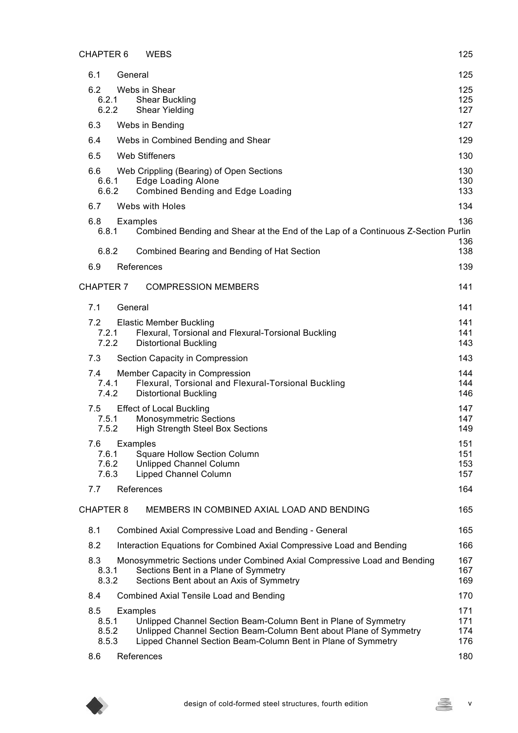| | | |
|---|---|---|
| CHAPTER 6 | WEBS | 125 |
| 6.1 | General | 125 |
| 6.2 | Webs in Shear | 125 |
| 6.2.1 | Shear Buckling | 125 |
| 6.2.2 | Shear Yielding | 127 |
| 6.3 | Webs in Bending | 127 |
| 6.4 | Webs in Combined Bending and Shear | 129 |
| 6.5 | Web Stiffeners | 130 |
| 6.6 | Web Crippling (Bearing) of Open Sections | 130 |
| 6.6.1 | Edge Loading Alone | 130 |
| 6.6.2 | Combined Bending and Edge Loading | 133 |
| 6.7 | Webs with Holes | 134 |
| 6.8 | Examples | 136 |
| 6.8.1 | Combined Bending and Shear at the End of the Lap of a Continuous Z-Section Purlin | 136 |
| 6.8.2 | Combined Bearing and Bending of Hat Section | 138 |
| 6.9 | References | 139 |
| CHAPTER 7 | COMPRESSION MEMBERS | 141 |
| 7.1 | General | 141 |
| 7.2 | Elastic Member Buckling | 141 |
| 7.2.1 | Flexural, Torsional and Flexural-Torsional Buckling | 141 |
| 7.2.2 | Distortional Buckling | 143 |
| 7.3 | Section Capacity in Compression | 143 |
| 7.4 | Member Capacity in Compression | 144 |
| 7.4.1 | Flexural, Torsional and Flexural-Torsional Buckling | 144 |
| 7.4.2 | Distortional Buckling | 146 |
| 7.5 | Effect of Local Buckling | 147 |
| 7.5.1 | Monosymmetric Sections | 147 |
| 7.5.2 | High Strength Steel Box Sections | 149 |
| 7.6 | Examples | 151 |
| 7.6.1 | Square Hollow Section Column | 151 |
| 7.6.2 | Unlipped Channel Column | 153 |
| 7.6.3 | Lipped Channel Column | 157 |
| 7.7 | References | 164 |
| CHAPTER 8 | MEMBERS IN COMBINED AXIAL LOAD AND BENDING | 165 |
| 8.1 | Combined Axial Compressive Load and Bending - General | 165 |
| 8.2 | Interaction Equations for Combined Axial Compressive Load and Bending | 166 |
| 8.3 | Monosymmetric Sections under Combined Axial Compressive Load and Bending | 167 |
| 8.3.1 | Sections Bent in a Plane of Symmetry | 167 |
| 8.3.2 | Sections Bent about an Axis of Symmetry | 169 |
| 8.4 | Combined Axial Tensile Load and Bending | 170 |
| 8.5 | Examples | 171 |
| 8.5.1 | Unlipped Channel Section Beam-Column Bent in Plane of Symmetry | 171 |
| 8.5.2 | Unlipped Channel Section Beam-Column Bent about Plane of Symmetry | 174 |
| 8.5.3 | Lipped Channel Section Beam-Column Bent in Plane of Symmetry | 176 |
| 8.6 | References | 180 |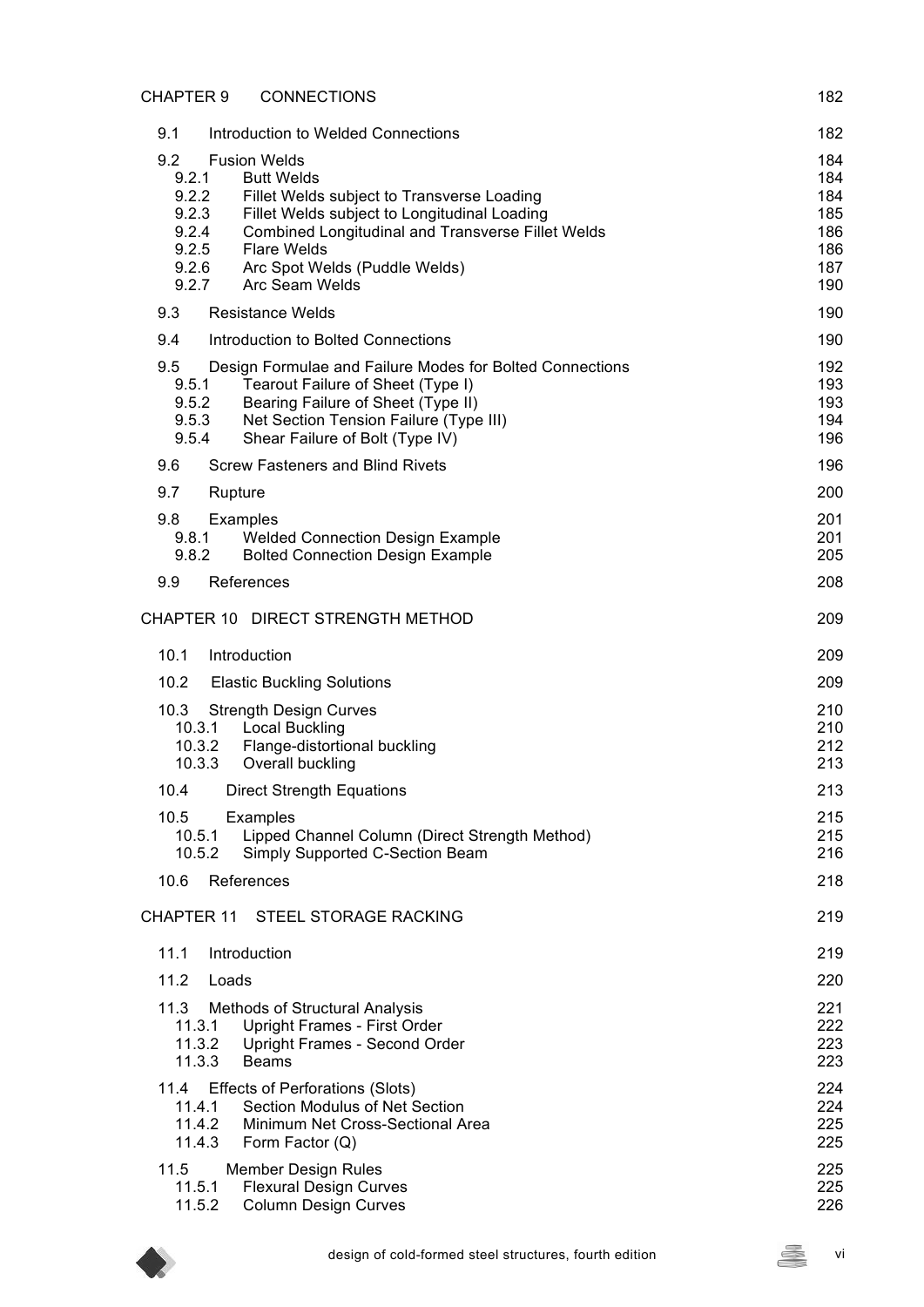| | | |
|---|---|---|
| CHAPTER 9 | CONNECTIONS | 182 |
| 9.1 | Introduction to Welded Connections | 182 |
| 9.2 | Fusion Welds | 184 |
| 9.2.1 | Butt Welds | 184 |
| 9.2.2 | Fillet Welds subject to Transverse Loading | 184 |
| 9.2.3 | Fillet Welds subject to Longitudinal Loading | 185 |
| 9.2.4 | Combined Longitudinal and Transverse Fillet Welds | 186 |
| 9.2.5 | Flare Welds | 186 |
| 9.2.6 | Arc Spot Welds (Puddle Welds) | 187 |
| 9.2.7 | Arc Seam Welds | 190 |
| 9.3 | Resistance Welds | 190 |
| 9.4 | Introduction to Bolted Connections | 190 |
| 9.5 | Design Formulae and Failure Modes for Bolted Connections | 192 |
| 9.5.1 | Tearout Failure of Sheet (Type I) | 193 |
| 9.5.2 | Bearing Failure of Sheet (Type II) | 193 |
| 9.5.3 | Net Section Tension Failure (Type III) | 194 |
| 9.5.4 | Shear Failure of Bolt (Type IV) | 196 |
| 9.6 | Screw Fasteners and Blind Rivets | 196 |
| 9.7 | Rupture | 200 |
| 9.8 | Examples | 201 |
| 9.8.1 | Welded Connection Design Example | 201 |
| 9.8.2 | Bolted Connection Design Example | 205 |
| 9.9 | References | 208 |
| CHAPTER 10 | DIRECT STRENGTH METHOD | 209 |
| 10.1 | Introduction | 209 |
| 10.2 | Elastic Buckling Solutions | 209 |
| 10.3 | Strength Design Curves | 210 |
| 10.3.1 | Local Buckling | 210 |
| 10.3.2 | Flange-distortional buckling | 212 |
| 10.3.3 | Overall buckling | 213 |
| 10.4 | Direct Strength Equations | 213 |
| 10.5 | Examples | 215 |
| 10.5.1 | Lipped Channel Column (Direct Strength Method) | 215 |
| 10.5.2 | Simply Supported C-Section Beam | 216 |
| 10.6 | References | 218 |
| CHAPTER 11 | STEEL STORAGE RACKING | 219 |
| 11.1 | Introduction | 219 |
| 11.2 | Loads | 220 |
| 11.3 | Methods of Structural Analysis | 221 |
| 11.3.1 | Upright Frames - First Order | 222 |
| 11.3.2 | Upright Frames - Second Order | 223 |
| 11.3.3 | Beams | 223 |
| 11.4 | Effects of Perforations (Slots) | 224 |
| 11.4.1 | Section Modulus of Net Section | 224 |
| 11.4.2 | Minimum Net Cross-Sectional Area | 225 |
| 11.4.3 | Form Factor (Q) | 225 |
| 11.5 | Member Design Rules | 225 |
| 11.5.1 | Flexural Design Curves | 225 |
| 11.5.2 | Column Design Curves | 226 |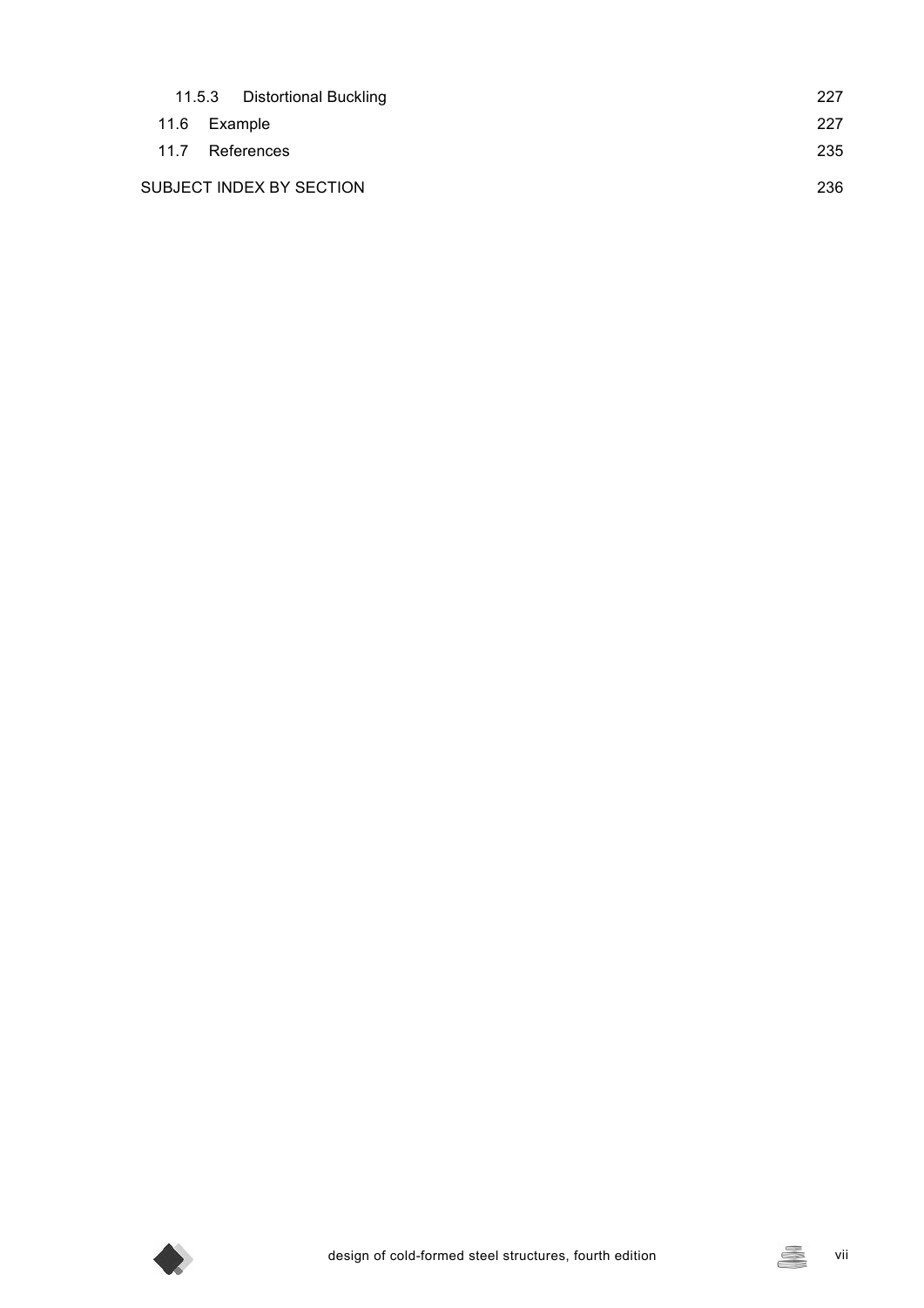| | |
|---|---|
| 11.5.3 Distortional Buckling | 227 |
| 11.6 Example | 227 |
| 11.7 References | 235 |
| SUBJECT INDEX BY SECTION | 236 |